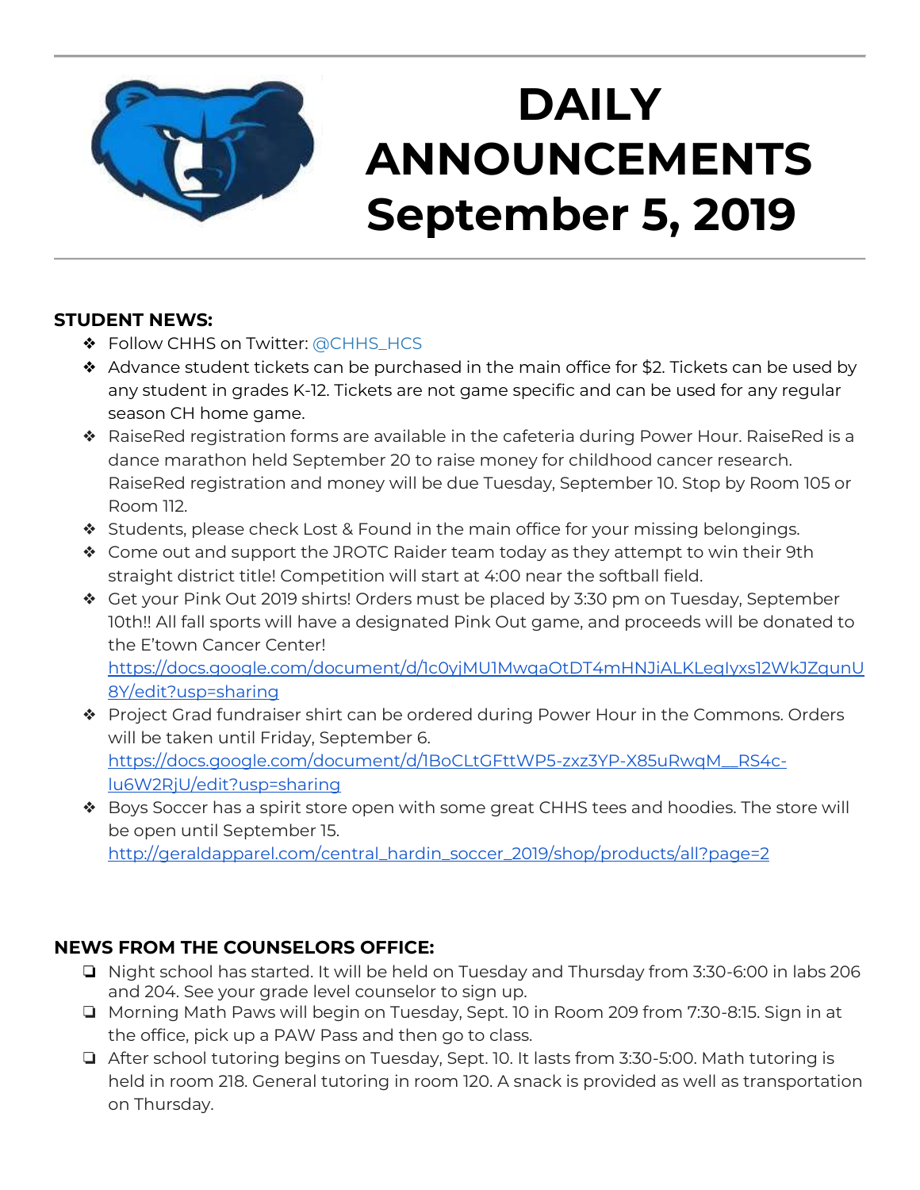# DAILY ANNOUNCEMENTS September 5, 2019

## STUDENT NEWS:

- Follow CHHS on Twitter: @CHHS_HCS
- Advance student tickets can be purchased in the main office for $2. Tickets can be used by any student in grades K-12. Tickets are not game specific and can be used for any regular season CH home game.
- RaiseRed registration forms are available in the cafeteria during Power Hour. RaiseRed is a dance marathon held September 20 to raise money for childhood cancer research. RaiseRed registration and money will be due Tuesday, September 10. Stop by Room 105 or Room 112.
- Students, please check Lost & Found in the main office for your missing belongings.
- Come out and support the JROTC Raider team today as they attempt to win their 9th straight district title! Competition will start at 4:00 near the softball field.
- Get your Pink Out 2019 shirts! Orders must be placed by 3:30 pm on Tuesday, September 10th!! All fall sports will have a designated Pink Out game, and proceeds will be donated to the E'town Cancer Center! https://docs.google.com/document/d/1c0yjMU1MwqaOtDT4mHNJiALKLeqIyxs12WkJZqunU8Y/edit?usp=sharing
- Project Grad fundraiser shirt can be ordered during Power Hour in the Commons. Orders will be taken until Friday, September 6. https://docs.google.com/document/d/1BoCLtGFttWP5-zxz3YP-X85uRwqM__RS4c-lu6W2RjU/edit?usp=sharing
- Boys Soccer has a spirit store open with some great CHHS tees and hoodies. The store will be open until September 15. http://geraldapparel.com/central_hardin_soccer_2019/shop/products/all?page=2

## NEWS FROM THE COUNSELORS OFFICE:

- Night school has started. It will be held on Tuesday and Thursday from 3:30-6:00 in labs 206 and 204. See your grade level counselor to sign up.
- Morning Math Paws will begin on Tuesday, Sept. 10 in Room 209 from 7:30-8:15. Sign in at the office, pick up a PAW Pass and then go to class.
- After school tutoring begins on Tuesday, Sept. 10. It lasts from 3:30-5:00. Math tutoring is held in room 218. General tutoring in room 120. A snack is provided as well as transportation on Thursday.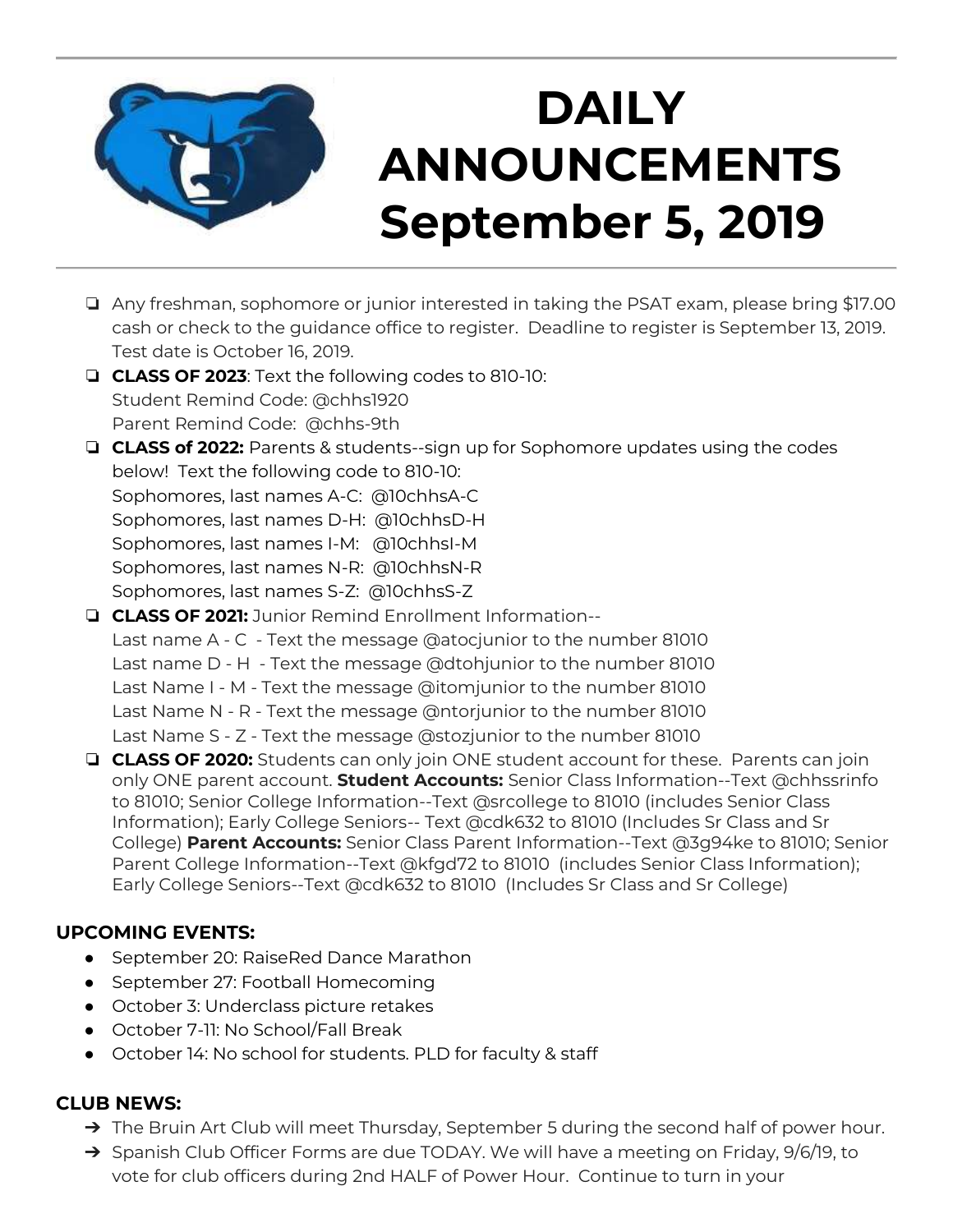# DAILY ANNOUNCEMENTS September 5, 2019

- Any freshman, sophomore or junior interested in taking the PSAT exam, please bring $17.00 cash or check to the guidance office to register. Deadline to register is September 13, 2019. Test date is October 16, 2019.
- **CLASS OF 2023**: Text the following codes to 810-10:
  Student Remind Code: @chhs1920
  Parent Remind Code: @chhs-9th
- **CLASS of 2022:** Parents & students--sign up for Sophomore updates using the codes below! Text the following code to 810-10:
  Sophomores, last names A-C: @10chhsA-C
  Sophomores, last names D-H: @10chhsD-H
  Sophomores, last names I-M: @10chhsI-M
  Sophomores, last names N-R: @10chhsN-R
  Sophomores, last names S-Z: @10chhsS-Z
- **CLASS OF 2021:** Junior Remind Enrollment Information--
  Last name A - C - Text the message @atocjunior to the number 81010
  Last name D - H - Text the message @dtohjunior to the number 81010
  Last Name I - M - Text the message @itomjunior to the number 81010
  Last Name N - R - Text the message @ntorjunior to the number 81010
  Last Name S - Z - Text the message @stozjunior to the number 81010
- **CLASS OF 2020:** Students can only join ONE student account for these. Parents can join only ONE parent account. **Student Accounts:** Senior Class Information--Text @chhssrinfo to 81010; Senior College Information--Text @srcollege to 81010 (includes Senior Class Information); Early College Seniors-- Text @cdk632 to 81010 (Includes Sr Class and Sr College) **Parent Accounts:** Senior Class Parent Information--Text @3g94ke to 81010; Senior Parent College Information--Text @kfgd72 to 81010 (includes Senior Class Information); Early College Seniors--Text @cdk632 to 81010 (Includes Sr Class and Sr College)

### UPCOMING EVENTS:

- September 20: RaiseRed Dance Marathon
- September 27: Football Homecoming
- October 3: Underclass picture retakes
- October 7-11: No School/Fall Break
- October 14: No school for students. PLD for faculty & staff

### CLUB NEWS:

- The Bruin Art Club will meet Thursday, September 5 during the second half of power hour.
- Spanish Club Officer Forms are due TODAY. We will have a meeting on Friday, 9/6/19, to vote for club officers during 2nd HALF of Power Hour. Continue to turn in your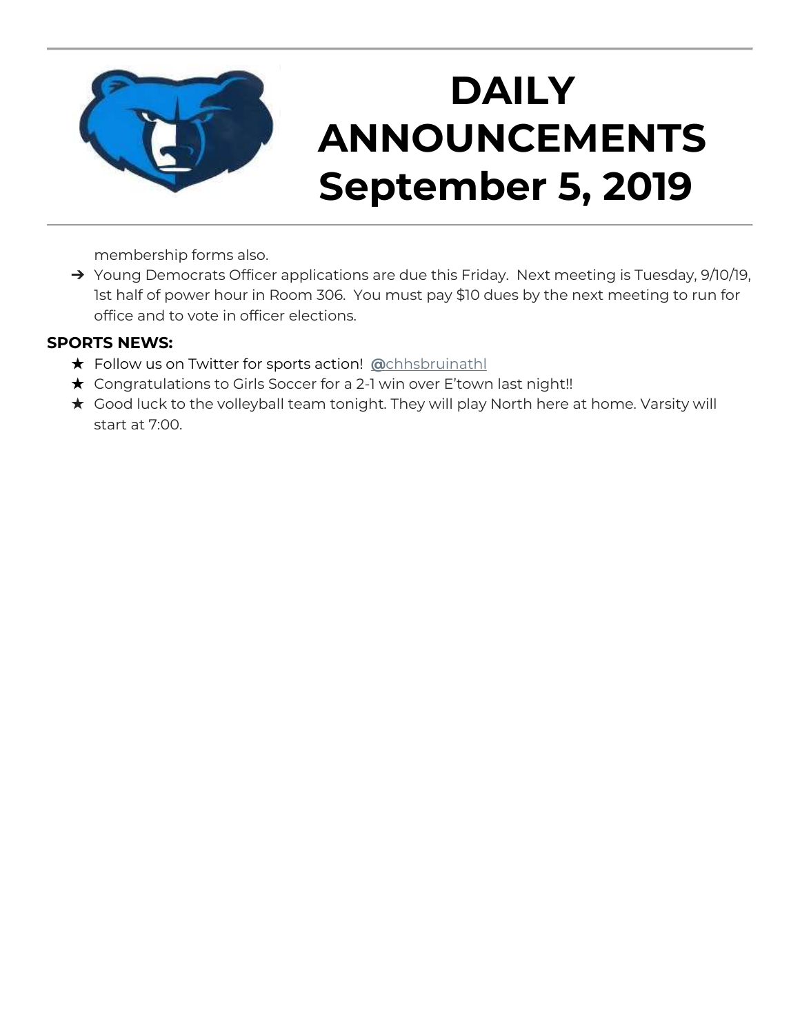# DAILY ANNOUNCEMENTS September 5, 2019

membership forms also.

- Young Democrats Officer applications are due this Friday. Next meeting is Tuesday, 9/10/19, 1st half of power hour in Room 306. You must pay $10 dues by the next meeting to run for office and to vote in officer elections.

**SPORTS NEWS:**

- Follow us on Twitter for sports action! @chhsbruinathl
- Congratulations to Girls Soccer for a 2-1 win over E'town last night!!
- Good luck to the volleyball team tonight. They will play North here at home. Varsity will start at 7:00.